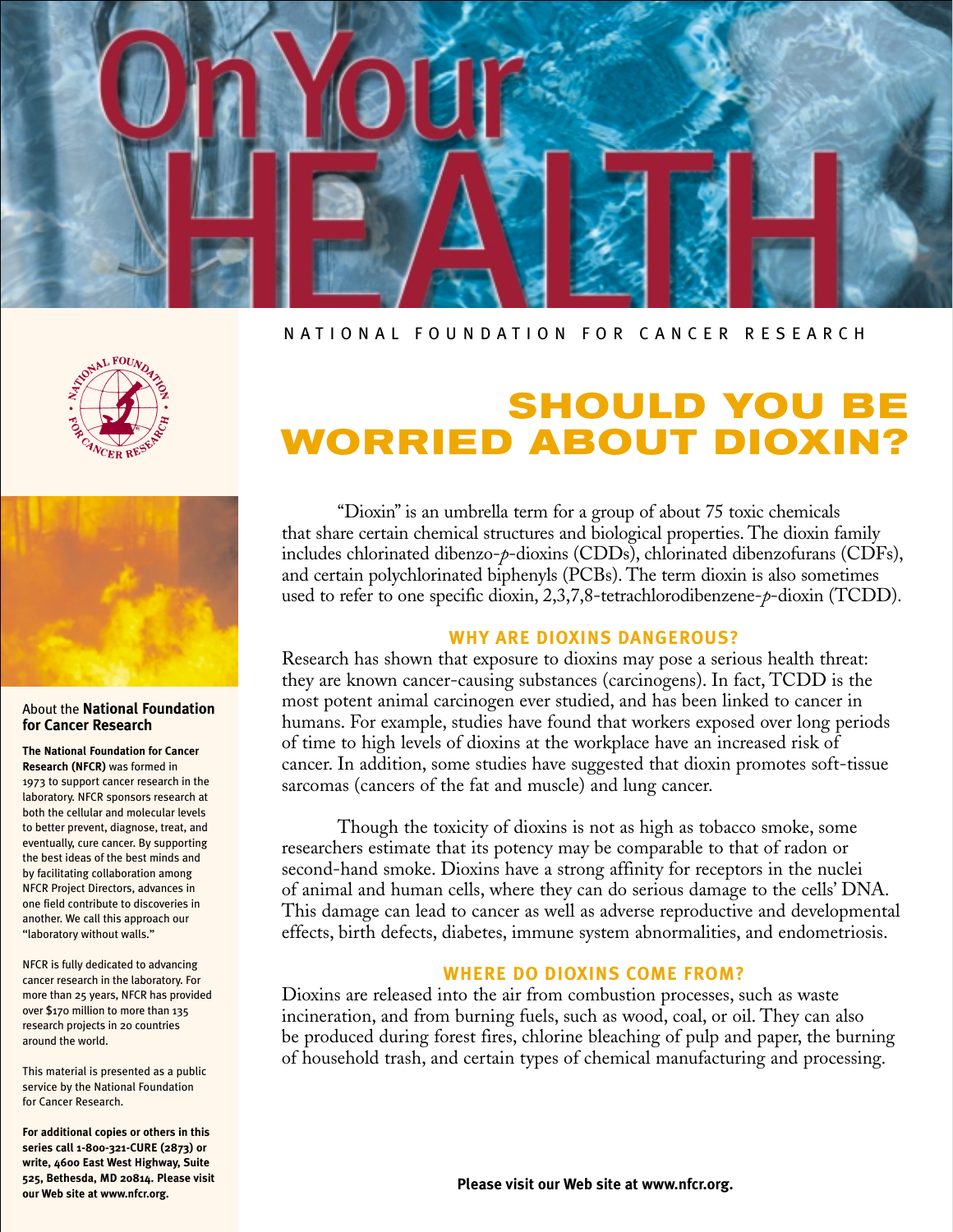# On Your HEALTH

NATIONAL FOUNDATION FOR CANCER RESEARCH

## SHOULD YOU BE WORRIED ABOUT DIOXIN?

"Dioxin" is an umbrella term for a group of about 75 toxic chemicals that share certain chemical structures and biological properties. The dioxin family includes chlorinated dibenzo-*p*-dioxins (CDDs), chlorinated dibenzofurans (CDFs), and certain polychlorinated biphenyls (PCBs). The term dioxin is also sometimes used to refer to one specific dioxin, 2,3,7,8-tetrachlorodibenzene-*p*-dioxin (TCDD).

### WHY ARE DIOXINS DANGEROUS?

Research has shown that exposure to dioxins may pose a serious health threat: they are known cancer-causing substances (carcinogens). In fact, TCDD is the most potent animal carcinogen ever studied, and has been linked to cancer in humans. For example, studies have found that workers exposed over long periods of time to high levels of dioxins at the workplace have an increased risk of cancer. In addition, some studies have suggested that dioxin promotes soft-tissue sarcomas (cancers of the fat and muscle) and lung cancer.

Though the toxicity of dioxins is not as high as tobacco smoke, some researchers estimate that its potency may be comparable to that of radon or second-hand smoke. Dioxins have a strong affinity for receptors in the nuclei of animal and human cells, where they can do serious damage to the cells' DNA. This damage can lead to cancer as well as adverse reproductive and developmental effects, birth defects, diabetes, immune system abnormalities, and endometriosis.

### WHERE DO DIOXINS COME FROM?

Dioxins are released into the air from combustion processes, such as waste incineration, and from burning fuels, such as wood, coal, or oil. They can also be produced during forest fires, chlorine bleaching of pulp and paper, the burning of household trash, and certain types of chemical manufacturing and processing.

**Please visit our Web site at www.nfcr.org.**

---

About the **National Foundation for Cancer Research**

**The National Foundation for Cancer Research (NFCR)** was formed in 1973 to support cancer research in the laboratory. NFCR sponsors research at both the cellular and molecular levels to better prevent, diagnose, treat, and eventually, cure cancer. By supporting the best ideas of the best minds and by facilitating collaboration among NFCR Project Directors, advances in one field contribute to discoveries in another. We call this approach our "laboratory without walls."

NFCR is fully dedicated to advancing cancer research in the laboratory. For more than 25 years, NFCR has provided over $170 million to more than 135 research projects in 20 countries around the world.

This material is presented as a public service by the National Foundation for Cancer Research.

**For additional copies or others in this series call 1-800-321-CURE (2873) or write, 4600 East West Highway, Suite 525, Bethesda, MD 20814. Please visit our Web site at www.nfcr.org.**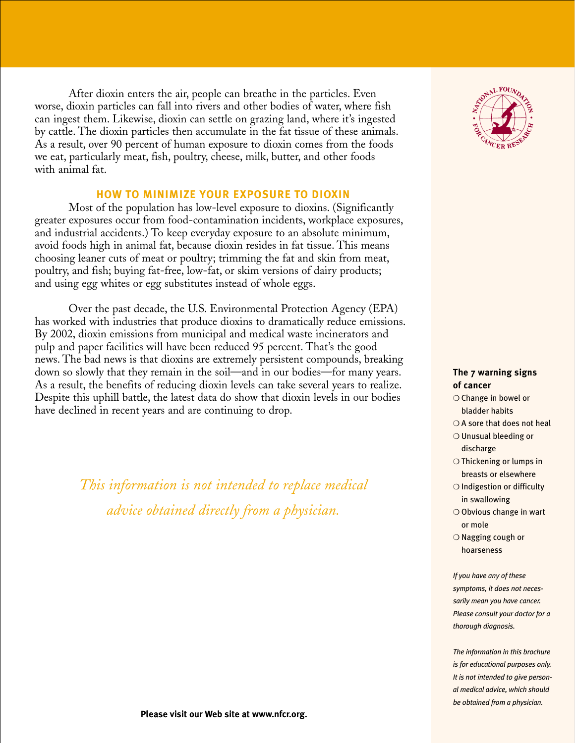After dioxin enters the air, people can breathe in the particles. Even worse, dioxin particles can fall into rivers and other bodies of water, where fish can ingest them. Likewise, dioxin can settle on grazing land, where it's ingested by cattle. The dioxin particles then accumulate in the fat tissue of these animals. As a result, over 90 percent of human exposure to dioxin comes from the foods we eat, particularly meat, fish, poultry, cheese, milk, butter, and other foods with animal fat.

## HOW TO MINIMIZE YOUR EXPOSURE TO DIOXIN

Most of the population has low-level exposure to dioxins. (Significantly greater exposures occur from food-contamination incidents, workplace exposures, and industrial accidents.) To keep everyday exposure to an absolute minimum, avoid foods high in animal fat, because dioxin resides in fat tissue. This means choosing leaner cuts of meat or poultry; trimming the fat and skin from meat, poultry, and fish; buying fat-free, low-fat, or skim versions of dairy products; and using egg whites or egg substitutes instead of whole eggs.

Over the past decade, the U.S. Environmental Protection Agency (EPA) has worked with industries that produce dioxins to dramatically reduce emissions. By 2002, dioxin emissions from municipal and medical waste incinerators and pulp and paper facilities will have been reduced 95 percent. That's the good news. The bad news is that dioxins are extremely persistent compounds, breaking down so slowly that they remain in the soil—and in our bodies—for many years. As a result, the benefits of reducing dioxin levels can take several years to realize. Despite this uphill battle, the latest data do show that dioxin levels in our bodies have declined in recent years and are continuing to drop.

*This information is not intended to replace medical advice obtained directly from a physician.*

Please visit our Web site at www.nfcr.org.

NATIONAL FOUNDATION FOR CANCER RESEARCH

### The 7 warning signs of cancer

- Change in bowel or bladder habits
- A sore that does not heal
- Unusual bleeding or discharge
- Thickening or lumps in breasts or elsewhere
- Indigestion or difficulty in swallowing
- Obvious change in wart or mole
- Nagging cough or hoarseness

*If you have any of these symptoms, it does not necessarily mean you have cancer. Please consult your doctor for a thorough diagnosis.*

*The information in this brochure is for educational purposes only. It is not intended to give personal medical advice, which should be obtained from a physician.*